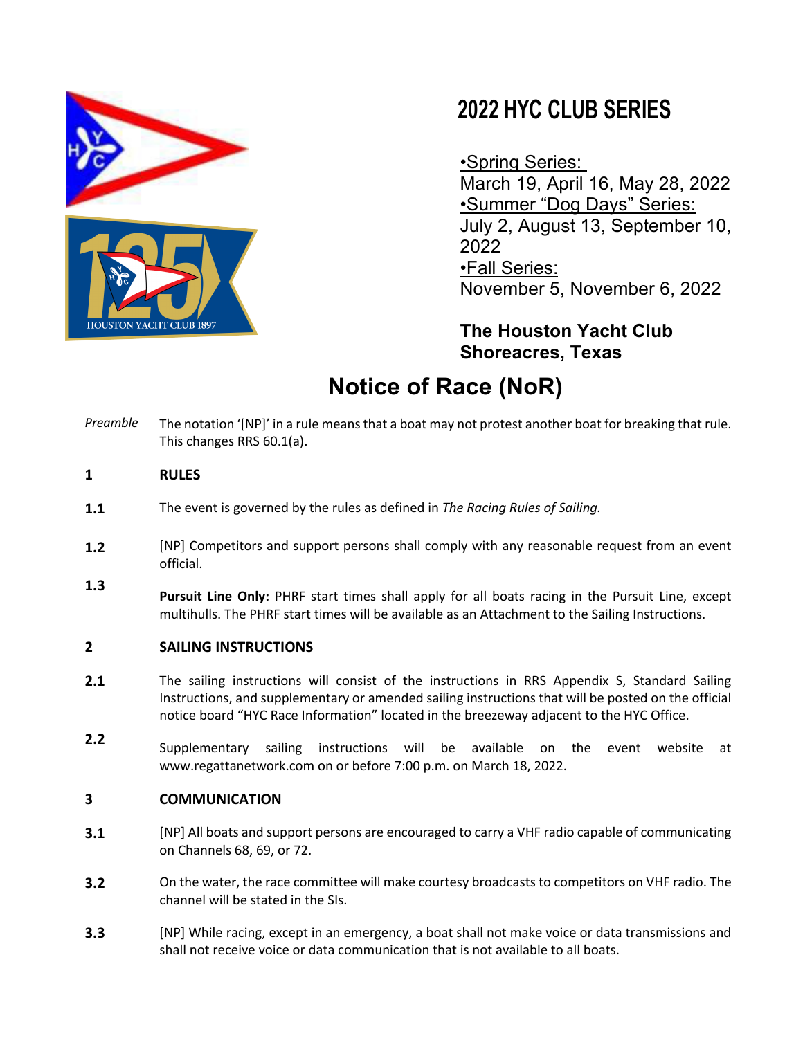# 2022 HYC CLUB SERIES

•Spring Series:
March 19, April 16, May 28, 2022

•Summer "Dog Days" Series:
July 2, August 13, September 10, 2022

•Fall Series:
November 5, November 6, 2022

**The Houston Yacht Club**
**Shoreacres, Texas**

# Notice of Race (NoR)

*Preamble* The notation '[NP]' in a rule means that a boat may not protest another boat for breaking that rule. This changes RRS 60.1(a).

## 1 RULES

**1.1** The event is governed by the rules as defined in *The Racing Rules of Sailing.*

**1.2** [NP] Competitors and support persons shall comply with any reasonable request from an event official.

**1.3** **Pursuit Line Only:** PHRF start times shall apply for all boats racing in the Pursuit Line, except multihulls. The PHRF start times will be available as an Attachment to the Sailing Instructions.

## 2 SAILING INSTRUCTIONS

**2.1** The sailing instructions will consist of the instructions in RRS Appendix S, Standard Sailing Instructions, and supplementary or amended sailing instructions that will be posted on the official notice board "HYC Race Information" located in the breezeway adjacent to the HYC Office.

**2.2** Supplementary sailing instructions will be available on the event website at www.regattanetwork.com on or before 7:00 p.m. on March 18, 2022.

## 3 COMMUNICATION

**3.1** [NP] All boats and support persons are encouraged to carry a VHF radio capable of communicating on Channels 68, 69, or 72.

**3.2** On the water, the race committee will make courtesy broadcasts to competitors on VHF radio. The channel will be stated in the SIs.

**3.3** [NP] While racing, except in an emergency, a boat shall not make voice or data transmissions and shall not receive voice or data communication that is not available to all boats.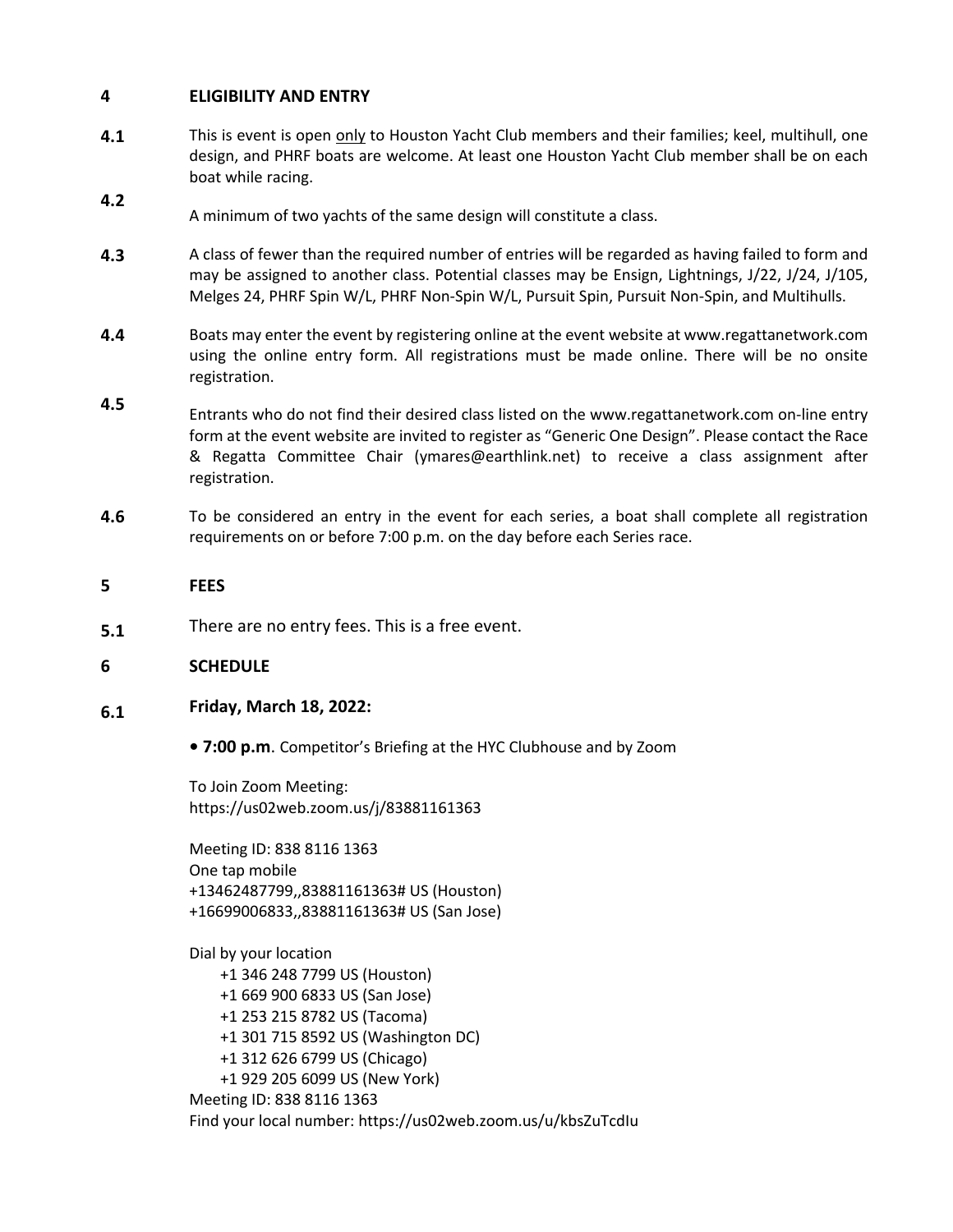## 4 ELIGIBILITY AND ENTRY

**4.1** This is event is open only to Houston Yacht Club members and their families; keel, multihull, one design, and PHRF boats are welcome. At least one Houston Yacht Club member shall be on each boat while racing.

**4.2** A minimum of two yachts of the same design will constitute a class.

**4.3** A class of fewer than the required number of entries will be regarded as having failed to form and may be assigned to another class. Potential classes may be Ensign, Lightnings, J/22, J/24, J/105, Melges 24, PHRF Spin W/L, PHRF Non-Spin W/L, Pursuit Spin, Pursuit Non-Spin, and Multihulls.

**4.4** Boats may enter the event by registering online at the event website at www.regattanetwork.com using the online entry form. All registrations must be made online. There will be no onsite registration.

**4.5** Entrants who do not find their desired class listed on the www.regattanetwork.com on-line entry form at the event website are invited to register as "Generic One Design". Please contact the Race & Regatta Committee Chair (ymares@earthlink.net) to receive a class assignment after registration.

**4.6** To be considered an entry in the event for each series, a boat shall complete all registration requirements on or before 7:00 p.m. on the day before each Series race.

## 5 FEES

**5.1** There are no entry fees. This is a free event.

## 6 SCHEDULE

**6.1** **Friday, March 18, 2022:**

- **7:00 p.m**. Competitor's Briefing at the HYC Clubhouse and by Zoom

To Join Zoom Meeting:
https://us02web.zoom.us/j/83881161363

Meeting ID: 838 8116 1363
One tap mobile
+13462487799,,83881161363# US (Houston)
+16699006833,,83881161363# US (San Jose)

Dial by your location
+1 346 248 7799 US (Houston)
+1 669 900 6833 US (San Jose)
+1 253 215 8782 US (Tacoma)
+1 301 715 8592 US (Washington DC)
+1 312 626 6799 US (Chicago)
+1 929 205 6099 US (New York)
Meeting ID: 838 8116 1363
Find your local number: https://us02web.zoom.us/u/kbsZuTcdIu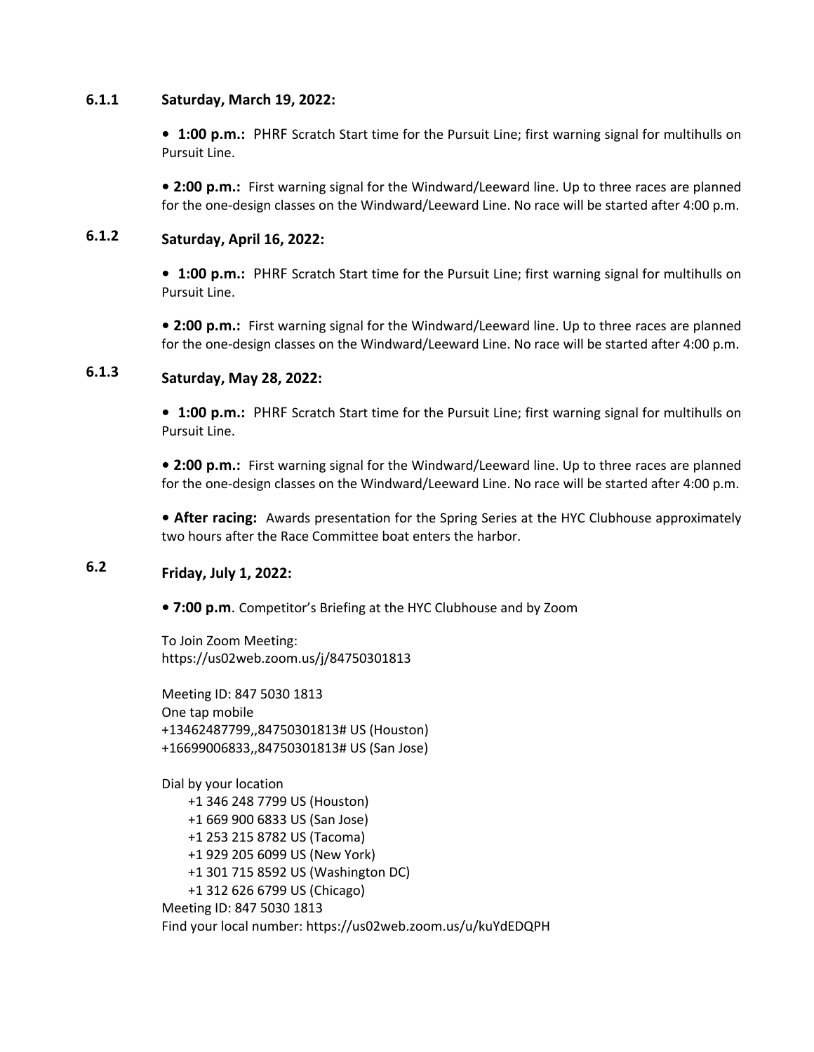### 6.1.1 Saturday, March 19, 2022:

- **1:00 p.m.:** PHRF Scratch Start time for the Pursuit Line; first warning signal for multihulls on Pursuit Line.

- **2:00 p.m.:** First warning signal for the Windward/Leeward line. Up to three races are planned for the one-design classes on the Windward/Leeward Line. No race will be started after 4:00 p.m.

### 6.1.2 Saturday, April 16, 2022:

- **1:00 p.m.:** PHRF Scratch Start time for the Pursuit Line; first warning signal for multihulls on Pursuit Line.

- **2:00 p.m.:** First warning signal for the Windward/Leeward line. Up to three races are planned for the one-design classes on the Windward/Leeward Line. No race will be started after 4:00 p.m.

### 6.1.3 Saturday, May 28, 2022:

- **1:00 p.m.:** PHRF Scratch Start time for the Pursuit Line; first warning signal for multihulls on Pursuit Line.

- **2:00 p.m.:** First warning signal for the Windward/Leeward line. Up to three races are planned for the one-design classes on the Windward/Leeward Line. No race will be started after 4:00 p.m.

- **After racing:** Awards presentation for the Spring Series at the HYC Clubhouse approximately two hours after the Race Committee boat enters the harbor.

### 6.2 Friday, July 1, 2022:

- **7:00 p.m**. Competitor's Briefing at the HYC Clubhouse and by Zoom

To Join Zoom Meeting:
https://us02web.zoom.us/j/84750301813

Meeting ID: 847 5030 1813
One tap mobile
+13462487799,,84750301813# US (Houston)
+16699006833,,84750301813# US (San Jose)

Dial by your location
+1 346 248 7799 US (Houston)
+1 669 900 6833 US (San Jose)
+1 253 215 8782 US (Tacoma)
+1 929 205 6099 US (New York)
+1 301 715 8592 US (Washington DC)
+1 312 626 6799 US (Chicago)
Meeting ID: 847 5030 1813
Find your local number: https://us02web.zoom.us/u/kuYdEDQPH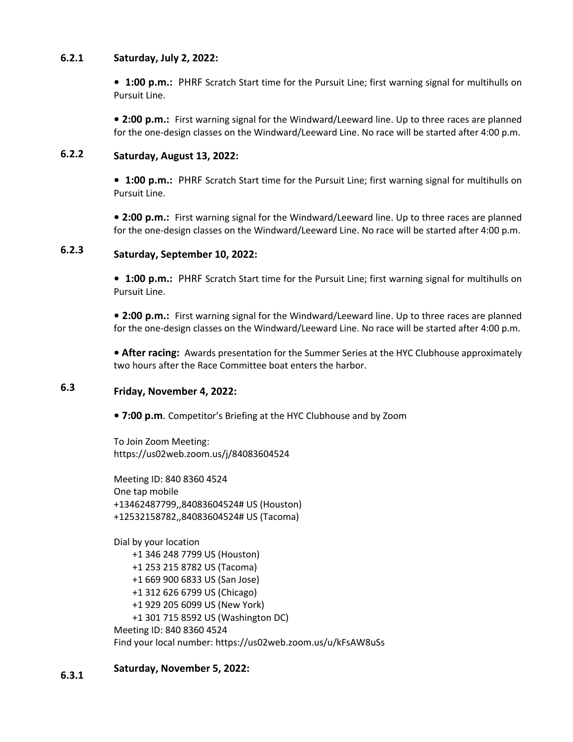**6.2.1 Saturday, July 2, 2022:**

- **1:00 p.m.:** PHRF Scratch Start time for the Pursuit Line; first warning signal for multihulls on Pursuit Line.

- **2:00 p.m.:** First warning signal for the Windward/Leeward line. Up to three races are planned for the one-design classes on the Windward/Leeward Line. No race will be started after 4:00 p.m.

**6.2.2 Saturday, August 13, 2022:**

- **1:00 p.m.:** PHRF Scratch Start time for the Pursuit Line; first warning signal for multihulls on Pursuit Line.

- **2:00 p.m.:** First warning signal for the Windward/Leeward line. Up to three races are planned for the one-design classes on the Windward/Leeward Line. No race will be started after 4:00 p.m.

**6.2.3 Saturday, September 10, 2022:**

- **1:00 p.m.:** PHRF Scratch Start time for the Pursuit Line; first warning signal for multihulls on Pursuit Line.

- **2:00 p.m.:** First warning signal for the Windward/Leeward line. Up to three races are planned for the one-design classes on the Windward/Leeward Line. No race will be started after 4:00 p.m.

- **After racing:** Awards presentation for the Summer Series at the HYC Clubhouse approximately two hours after the Race Committee boat enters the harbor.

**6.3 Friday, November 4, 2022:**

- **7:00 p.m**. Competitor's Briefing at the HYC Clubhouse and by Zoom

To Join Zoom Meeting:
https://us02web.zoom.us/j/84083604524

Meeting ID: 840 8360 4524
One tap mobile
+13462487799,,84083604524# US (Houston)
+12532158782,,84083604524# US (Tacoma)

Dial by your location
+1 346 248 7799 US (Houston)
+1 253 215 8782 US (Tacoma)
+1 669 900 6833 US (San Jose)
+1 312 626 6799 US (Chicago)
+1 929 205 6099 US (New York)
+1 301 715 8592 US (Washington DC)
Meeting ID: 840 8360 4524
Find your local number: https://us02web.zoom.us/u/kFsAW8uSs

**6.3.1 Saturday, November 5, 2022:**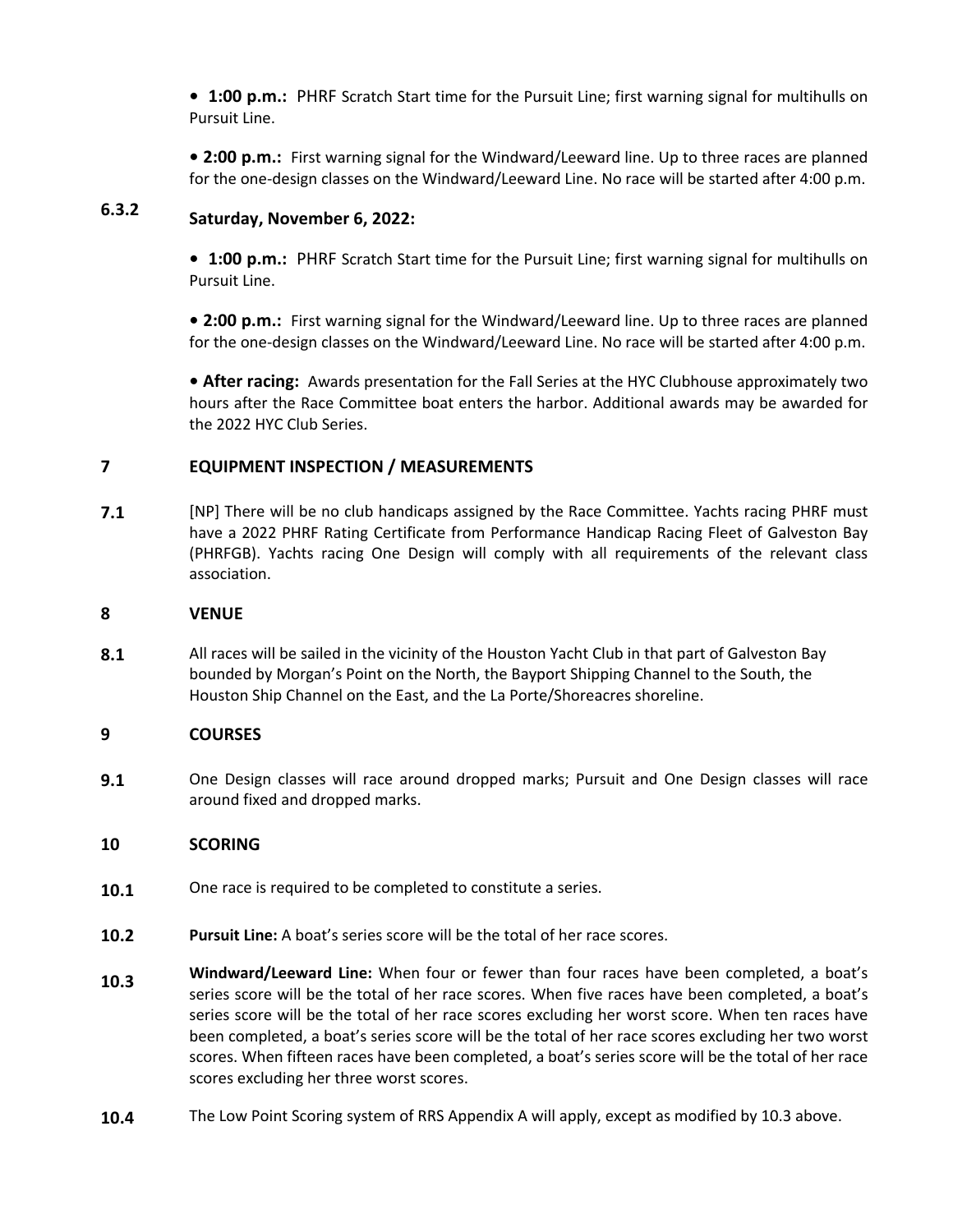• **1:00 p.m.:** PHRF Scratch Start time for the Pursuit Line; first warning signal for multihulls on Pursuit Line.

• **2:00 p.m.:** First warning signal for the Windward/Leeward line. Up to three races are planned for the one-design classes on the Windward/Leeward Line. No race will be started after 4:00 p.m.

**6.3.2 Saturday, November 6, 2022:**

• **1:00 p.m.:** PHRF Scratch Start time for the Pursuit Line; first warning signal for multihulls on Pursuit Line.

• **2:00 p.m.:** First warning signal for the Windward/Leeward line. Up to three races are planned for the one-design classes on the Windward/Leeward Line. No race will be started after 4:00 p.m.

• **After racing:** Awards presentation for the Fall Series at the HYC Clubhouse approximately two hours after the Race Committee boat enters the harbor. Additional awards may be awarded for the 2022 HYC Club Series.

## 7 EQUIPMENT INSPECTION / MEASUREMENTS

**7.1** [NP] There will be no club handicaps assigned by the Race Committee. Yachts racing PHRF must have a 2022 PHRF Rating Certificate from Performance Handicap Racing Fleet of Galveston Bay (PHRFGB). Yachts racing One Design will comply with all requirements of the relevant class association.

## 8 VENUE

**8.1** All races will be sailed in the vicinity of the Houston Yacht Club in that part of Galveston Bay bounded by Morgan's Point on the North, the Bayport Shipping Channel to the South, the Houston Ship Channel on the East, and the La Porte/Shoreacres shoreline.

## 9 COURSES

**9.1** One Design classes will race around dropped marks; Pursuit and One Design classes will race around fixed and dropped marks.

## 10 SCORING

**10.1** One race is required to be completed to constitute a series.

**10.2** **Pursuit Line:** A boat's series score will be the total of her race scores.

**10.3** **Windward/Leeward Line:** When four or fewer than four races have been completed, a boat's series score will be the total of her race scores. When five races have been completed, a boat's series score will be the total of her race scores excluding her worst score. When ten races have been completed, a boat's series score will be the total of her race scores excluding her two worst scores. When fifteen races have been completed, a boat's series score will be the total of her race scores excluding her three worst scores.

**10.4** The Low Point Scoring system of RRS Appendix A will apply, except as modified by 10.3 above.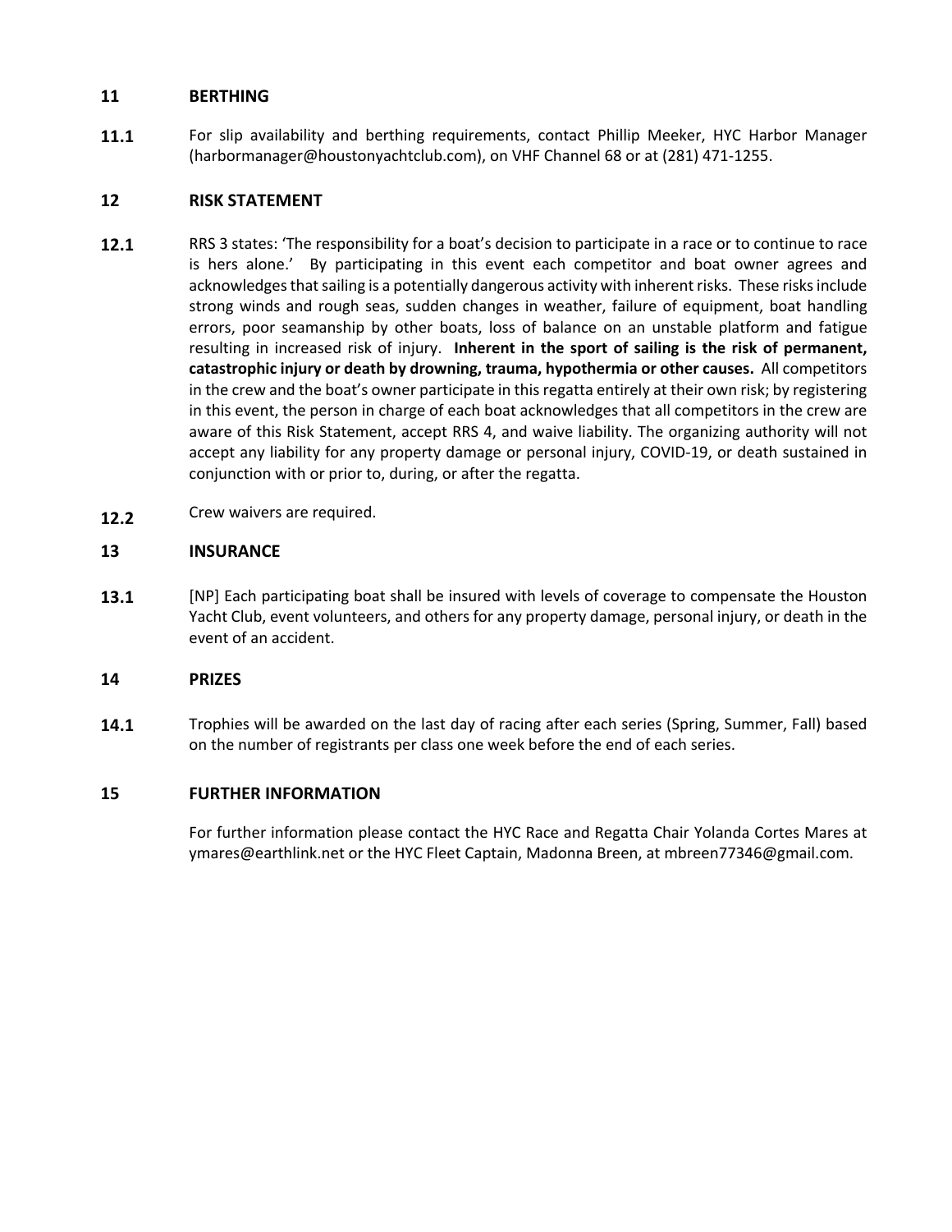## 11 BERTHING

**11.1** For slip availability and berthing requirements, contact Phillip Meeker, HYC Harbor Manager (harbormanager@houstonyachtclub.com), on VHF Channel 68 or at (281) 471-1255.

## 12 RISK STATEMENT

**12.1** RRS 3 states: 'The responsibility for a boat's decision to participate in a race or to continue to race is hers alone.' By participating in this event each competitor and boat owner agrees and acknowledges that sailing is a potentially dangerous activity with inherent risks. These risks include strong winds and rough seas, sudden changes in weather, failure of equipment, boat handling errors, poor seamanship by other boats, loss of balance on an unstable platform and fatigue resulting in increased risk of injury. **Inherent in the sport of sailing is the risk of permanent, catastrophic injury or death by drowning, trauma, hypothermia or other causes.** All competitors in the crew and the boat's owner participate in this regatta entirely at their own risk; by registering in this event, the person in charge of each boat acknowledges that all competitors in the crew are aware of this Risk Statement, accept RRS 4, and waive liability. The organizing authority will not accept any liability for any property damage or personal injury, COVID-19, or death sustained in conjunction with or prior to, during, or after the regatta.

**12.2** Crew waivers are required.

## 13 INSURANCE

**13.1** [NP] Each participating boat shall be insured with levels of coverage to compensate the Houston Yacht Club, event volunteers, and others for any property damage, personal injury, or death in the event of an accident.

## 14 PRIZES

**14.1** Trophies will be awarded on the last day of racing after each series (Spring, Summer, Fall) based on the number of registrants per class one week before the end of each series.

## 15 FURTHER INFORMATION

For further information please contact the HYC Race and Regatta Chair Yolanda Cortes Mares at ymares@earthlink.net or the HYC Fleet Captain, Madonna Breen, at mbreen77346@gmail.com.